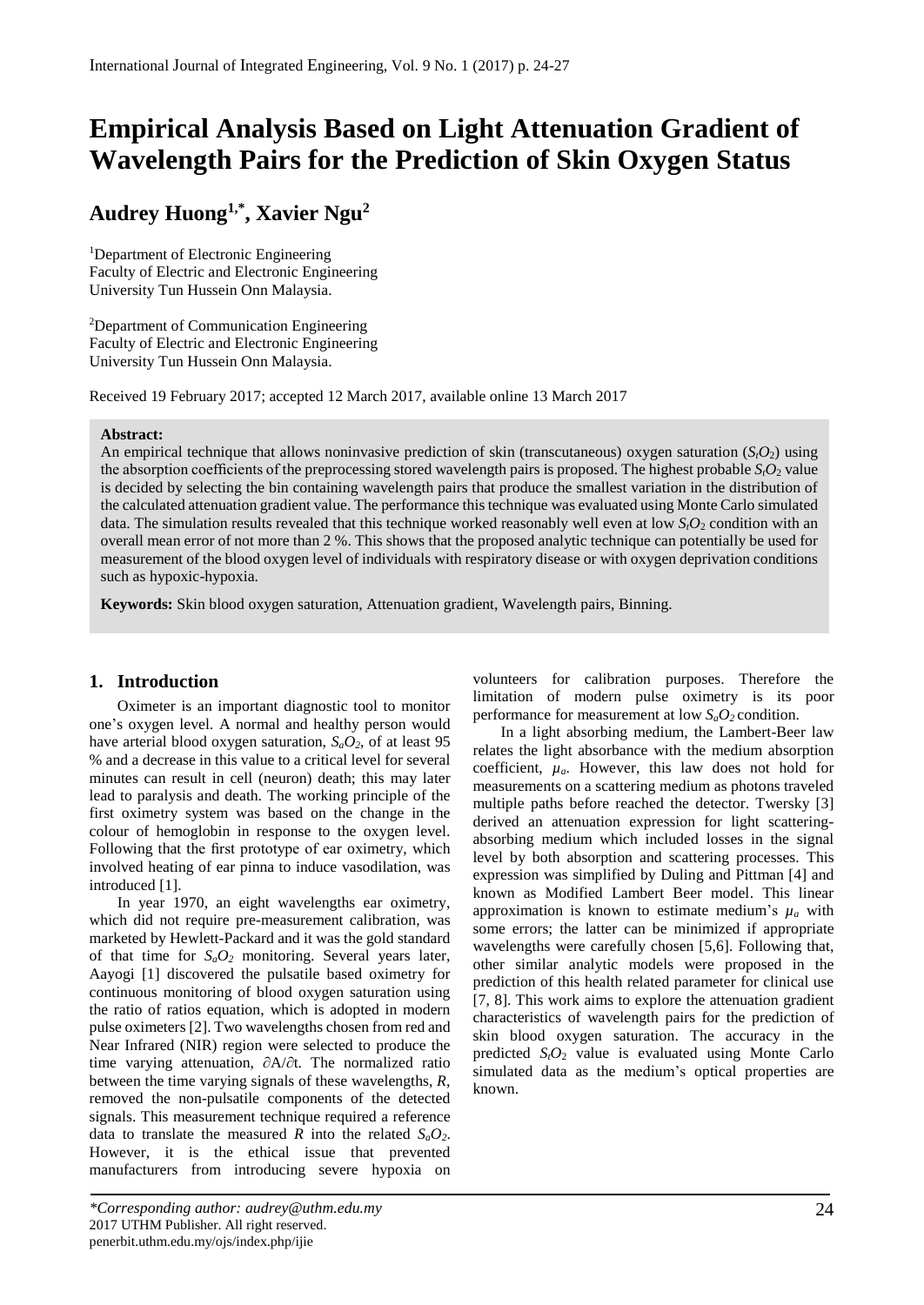# Empirical Analysis Based on Light Attenuation Gradient of Wavelength Pairs for the Prediction of Skin Oxygen Status

**Audrey Huong[1,*], Xavier Ngu[2]**

[1]Department of Electronic Engineering
Faculty of Electric and Electronic Engineering
University Tun Hussein Onn Malaysia.

[2]Department of Communication Engineering
Faculty of Electric and Electronic Engineering
University Tun Hussein Onn Malaysia.

Received 19 February 2017; accepted 12 March 2017, available online 13 March 2017

**Abstract:**
An empirical technique that allows noninvasive prediction of skin (transcutaneous) oxygen saturation ($S_tO_2$) using the absorption coefficients of the preprocessing stored wavelength pairs is proposed. The highest probable $S_tO_2$ value is decided by selecting the bin containing wavelength pairs that produce the smallest variation in the distribution of the calculated attenuation gradient value. The performance this technique was evaluated using Monte Carlo simulated data. The simulation results revealed that this technique worked reasonably well even at low $S_tO_2$ condition with an overall mean error of not more than 2 %. This shows that the proposed analytic technique can potentially be used for measurement of the blood oxygen level of individuals with respiratory disease or with oxygen deprivation conditions such as hypoxic-hypoxia.

**Keywords:** Skin blood oxygen saturation, Attenuation gradient, Wavelength pairs, Binning.

## 1. Introduction

Oximeter is an important diagnostic tool to monitor one's oxygen level. A normal and healthy person would have arterial blood oxygen saturation, $S_aO_2$, of at least 95 % and a decrease in this value to a critical level for several minutes can result in cell (neuron) death; this may later lead to paralysis and death. The working principle of the first oximetry system was based on the change in the colour of hemoglobin in response to the oxygen level. Following that the first prototype of ear oximetry, which involved heating of ear pinna to induce vasodilation, was introduced [1].

In year 1970, an eight wavelengths ear oximetry, which did not require pre-measurement calibration, was marketed by Hewlett-Packard and it was the gold standard of that time for $S_aO_2$ monitoring. Several years later, Aayogi [1] discovered the pulsatile based oximetry for continuous monitoring of blood oxygen saturation using the ratio of ratios equation, which is adopted in modern pulse oximeters [2]. Two wavelengths chosen from red and Near Infrared (NIR) region were selected to produce the time varying attenuation, $\partial A/\partial t$. The normalized ratio between the time varying signals of these wavelengths, $R$, removed the non-pulsatile components of the detected signals. This measurement technique required a reference data to translate the measured $R$ into the related $S_aO_2$. However, it is the ethical issue that prevented manufacturers from introducing severe hypoxia on volunteers for calibration purposes. Therefore the limitation of modern pulse oximetry is its poor performance for measurement at low $S_aO_2$ condition.

In a light absorbing medium, the Lambert-Beer law relates the light absorbance with the medium absorption coefficient, $\mu_a$. However, this law does not hold for measurements on a scattering medium as photons traveled multiple paths before reached the detector. Twersky [3] derived an attenuation expression for light scattering-absorbing medium which included losses in the signal level by both absorption and scattering processes. This expression was simplified by Duling and Pittman [4] and known as Modified Lambert Beer model. This linear approximation is known to estimate medium's $\mu_a$ with some errors; the latter can be minimized if appropriate wavelengths were carefully chosen [5,6]. Following that, other similar analytic models were proposed in the prediction of this health related parameter for clinical use [7, 8]. This work aims to explore the attenuation gradient characteristics of wavelength pairs for the prediction of skin blood oxygen saturation. The accuracy in the predicted $S_tO_2$ value is evaluated using Monte Carlo simulated data as the medium's optical properties are known.

*Corresponding author: audrey@uthm.edu.my
2017 UTHM Publisher. All right reserved.
penerbit.uthm.edu.my/ojs/index.php/ijie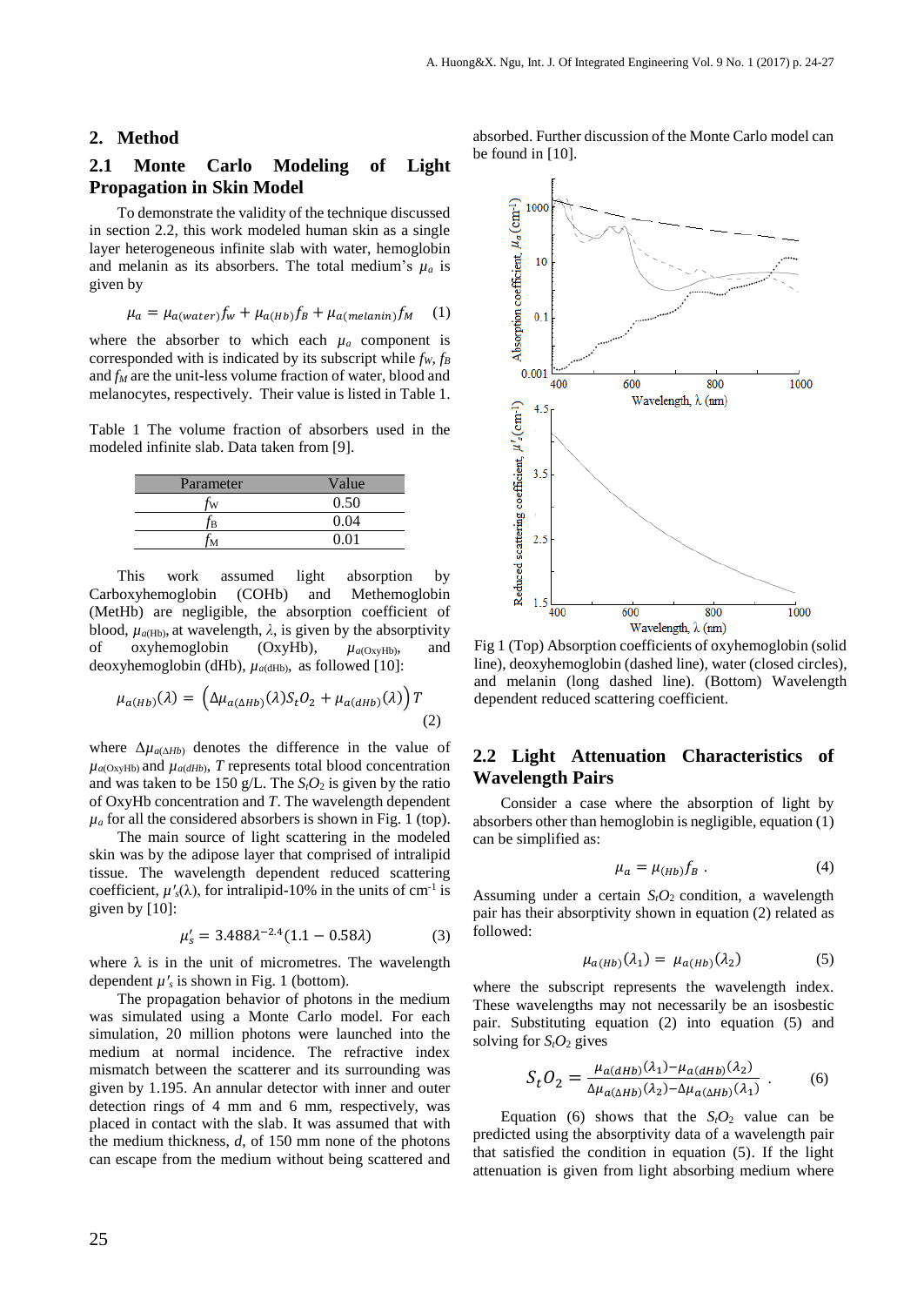## 2. Method

### 2.1 Monte Carlo Modeling of Light Propagation in Skin Model

To demonstrate the validity of the technique discussed in section 2.2, this work modeled human skin as a single layer heterogeneous infinite slab with water, hemoglobin and melanin as its absorbers. The total medium's $\mu_a$ is given by

$$\mu_a = \mu_{a(water)} f_W + \mu_{a(Hb)} f_B + \mu_{a(melanin)} f_M \quad (1)$$

where the absorber to which each $\mu_a$ component is corresponded with is indicated by its subscript while $f_W$, $f_B$ and $f_M$ are the unit-less volume fraction of water, blood and melanocytes, respectively. Their value is listed in Table 1.

Table 1 The volume fraction of absorbers used in the modeled infinite slab. Data taken from [9].

| Parameter | Value |
| --- | --- |
| $f_W$ | 0.50 |
| $f_B$ | 0.04 |
| $f_M$ | 0.01 |

This work assumed light absorption by Carboxyhemoglobin (COHb) and Methemoglobin (MetHb) are negligible, the absorption coefficient of blood, $\mu_{a(Hb)}$, at wavelength, $\lambda$, is given by the absorptivity of oxyhemoglobin (OxyHb), $\mu_{a(OxyHb)}$, and deoxyhemoglobin (dHb), $\mu_{a(dHb)}$, as followed [10]:

$$\mu_{a(Hb)}(\lambda) = \left(\Delta\mu_{a(\Delta Hb)}(\lambda) S_t O_2 + \mu_{a(dHb)}(\lambda)\right) T \quad (2)$$

where $\Delta\mu_{a(\Delta Hb)}$ denotes the difference in the value of $\mu_{a(OxyHb)}$ and $\mu_{a(dHb)}$, $T$ represents total blood concentration and was taken to be 150 g/L. The $S_tO_2$ is given by the ratio of OxyHb concentration and $T$. The wavelength dependent $\mu_a$ for all the considered absorbers is shown in Fig. 1 (top).

The main source of light scattering in the modeled skin was by the adipose layer that comprised of intralipid tissue. The wavelength dependent reduced scattering coefficient, $\mu'_s(\lambda)$, for intralipid-10% in the units of cm$^{-1}$ is given by [10]:

$$\mu'_s = 3.488\lambda^{-2.4}(1.1 - 0.58\lambda) \quad (3)$$

where $\lambda$ is in the unit of micrometres. The wavelength dependent $\mu'_s$ is shown in Fig. 1 (bottom).

The propagation behavior of photons in the medium was simulated using a Monte Carlo model. For each simulation, 20 million photons were launched into the medium at normal incidence. The refractive index mismatch between the scatterer and its surrounding was given by 1.195. An annular detector with inner and outer detection rings of 4 mm and 6 mm, respectively, was placed in contact with the slab. It was assumed that with the medium thickness, $d$, of 150 mm none of the photons can escape from the medium without being scattered and absorbed. Further discussion of the Monte Carlo model can be found in [10].

Fig 1 (Top) Absorption coefficients of oxyhemoglobin (solid line), deoxyhemoglobin (dashed line), water (closed circles), and melanin (long dashed line). (Bottom) Wavelength dependent reduced scattering coefficient.

### 2.2 Light Attenuation Characteristics of Wavelength Pairs

Consider a case where the absorption of light by absorbers other than hemoglobin is negligible, equation (1) can be simplified as:

$$\mu_a = \mu_{(Hb)} f_B \; . \quad (4)$$

Assuming under a certain $S_tO_2$ condition, a wavelength pair has their absorptivity shown in equation (2) related as followed:

$$\mu_{a(Hb)}(\lambda_1) = \mu_{a(Hb)}(\lambda_2) \quad (5)$$

where the subscript represents the wavelength index. These wavelengths may not necessarily be an isosbestic pair. Substituting equation (2) into equation (5) and solving for $S_tO_2$ gives

$$S_tO_2 = \frac{\mu_{a(dHb)}(\lambda_1) - \mu_{a(dHb)}(\lambda_2)}{\Delta\mu_{a(\Delta Hb)}(\lambda_2) - \Delta\mu_{a(\Delta Hb)}(\lambda_1)} \; . \quad (6)$$

Equation (6) shows that the $S_tO_2$ value can be predicted using the absorptivity data of a wavelength pair that satisfied the condition in equation (5). If the light attenuation is given from light absorbing medium where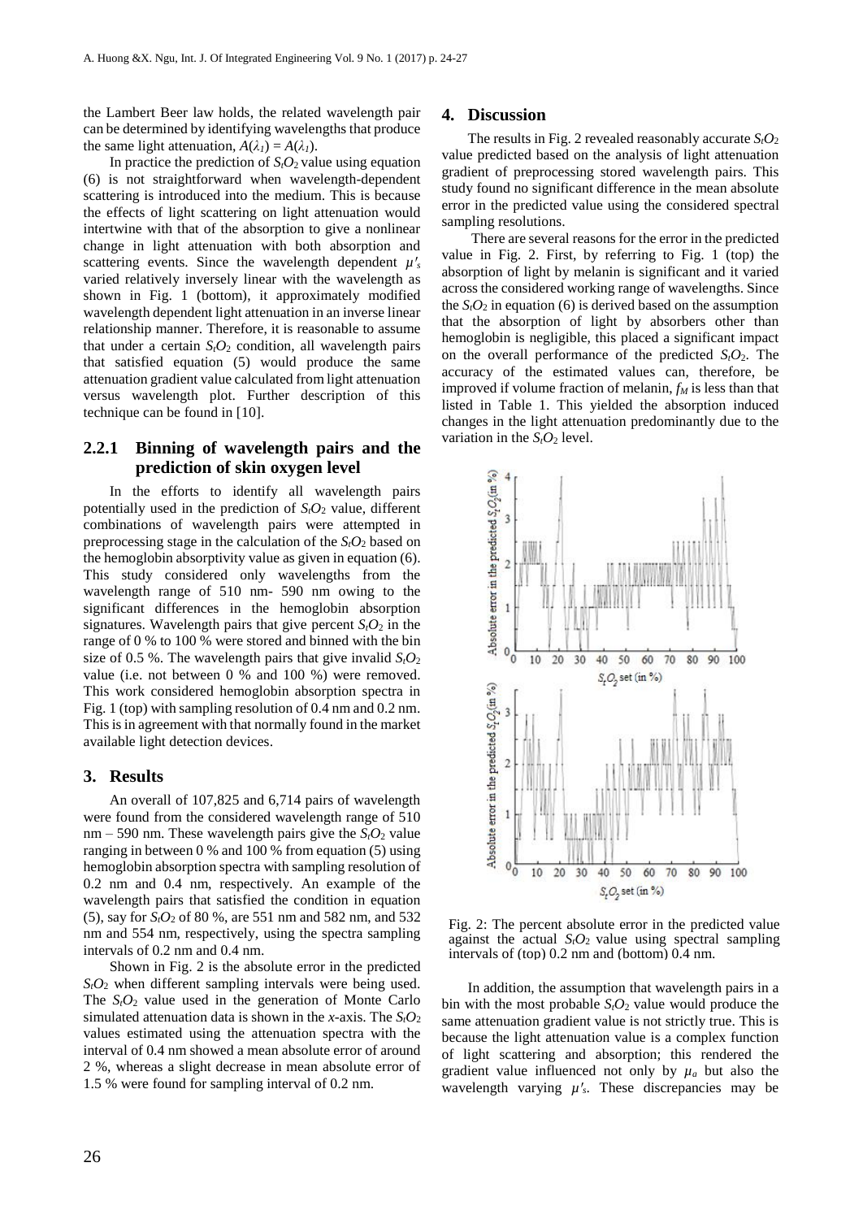the Lambert Beer law holds, the related wavelength pair can be determined by identifying wavelengths that produce the same light attenuation, $A(\lambda_1) = A(\lambda_1)$.

In practice the prediction of $S_tO_2$ value using equation (6) is not straightforward when wavelength-dependent scattering is introduced into the medium. This is because the effects of light scattering on light attenuation would intertwine with that of the absorption to give a nonlinear change in light attenuation with both absorption and scattering events. Since the wavelength dependent $\mu'_s$ varied relatively inversely linear with the wavelength as shown in Fig. 1 (bottom), it approximately modified wavelength dependent light attenuation in an inverse linear relationship manner. Therefore, it is reasonable to assume that under a certain $S_tO_2$ condition, all wavelength pairs that satisfied equation (5) would produce the same attenuation gradient value calculated from light attenuation versus wavelength plot. Further description of this technique can be found in [10].

### 2.2.1 Binning of wavelength pairs and the prediction of skin oxygen level

In the efforts to identify all wavelength pairs potentially used in the prediction of $S_tO_2$ value, different combinations of wavelength pairs were attempted in preprocessing stage in the calculation of the $S_tO_2$ based on the hemoglobin absorptivity value as given in equation (6). This study considered only wavelengths from the wavelength range of 510 nm- 590 nm owing to the significant differences in the hemoglobin absorption signatures. Wavelength pairs that give percent $S_tO_2$ in the range of 0 % to 100 % were stored and binned with the bin size of 0.5 %. The wavelength pairs that give invalid $S_tO_2$ value (i.e. not between 0 % and 100 %) were removed. This work considered hemoglobin absorption spectra in Fig. 1 (top) with sampling resolution of 0.4 nm and 0.2 nm. This is in agreement with that normally found in the market available light detection devices.

## 3. Results

An overall of 107,825 and 6,714 pairs of wavelength were found from the considered wavelength range of 510 nm – 590 nm. These wavelength pairs give the $S_tO_2$ value ranging in between 0 % and 100 % from equation (5) using hemoglobin absorption spectra with sampling resolution of 0.2 nm and 0.4 nm, respectively. An example of the wavelength pairs that satisfied the condition in equation (5), say for $S_tO_2$ of 80 %, are 551 nm and 582 nm, and 532 nm and 554 nm, respectively, using the spectra sampling intervals of 0.2 nm and 0.4 nm.

Shown in Fig. 2 is the absolute error in the predicted $S_tO_2$ when different sampling intervals were being used. The $S_tO_2$ value used in the generation of Monte Carlo simulated attenuation data is shown in the *x*-axis. The $S_tO_2$ values estimated using the attenuation spectra with the interval of 0.4 nm showed a mean absolute error of around 2 %, whereas a slight decrease in mean absolute error of 1.5 % were found for sampling interval of 0.2 nm.

## 4. Discussion

The results in Fig. 2 revealed reasonably accurate $S_tO_2$ value predicted based on the analysis of light attenuation gradient of preprocessing stored wavelength pairs. This study found no significant difference in the mean absolute error in the predicted value using the considered spectral sampling resolutions.

There are several reasons for the error in the predicted value in Fig. 2. First, by referring to Fig. 1 (top) the absorption of light by melanin is significant and it varied across the considered working range of wavelengths. Since the $S_tO_2$ in equation (6) is derived based on the assumption that the absorption of light by absorbers other than hemoglobin is negligible, this placed a significant impact on the overall performance of the predicted $S_tO_2$. The accuracy of the estimated values can, therefore, be improved if volume fraction of melanin, $f_M$ is less than that listed in Table 1. This yielded the absorption induced changes in the light attenuation predominantly due to the variation in the $S_tO_2$ level.

Fig. 2: The percent absolute error in the predicted value against the actual $S_tO_2$ value using spectral sampling intervals of (top) 0.2 nm and (bottom) 0.4 nm.

In addition, the assumption that wavelength pairs in a bin with the most probable $S_tO_2$ value would produce the same attenuation gradient value is not strictly true. This is because the light attenuation value is a complex function of light scattering and absorption; this rendered the gradient value influenced not only by $\mu_a$ but also the wavelength varying $\mu'_s$. These discrepancies may be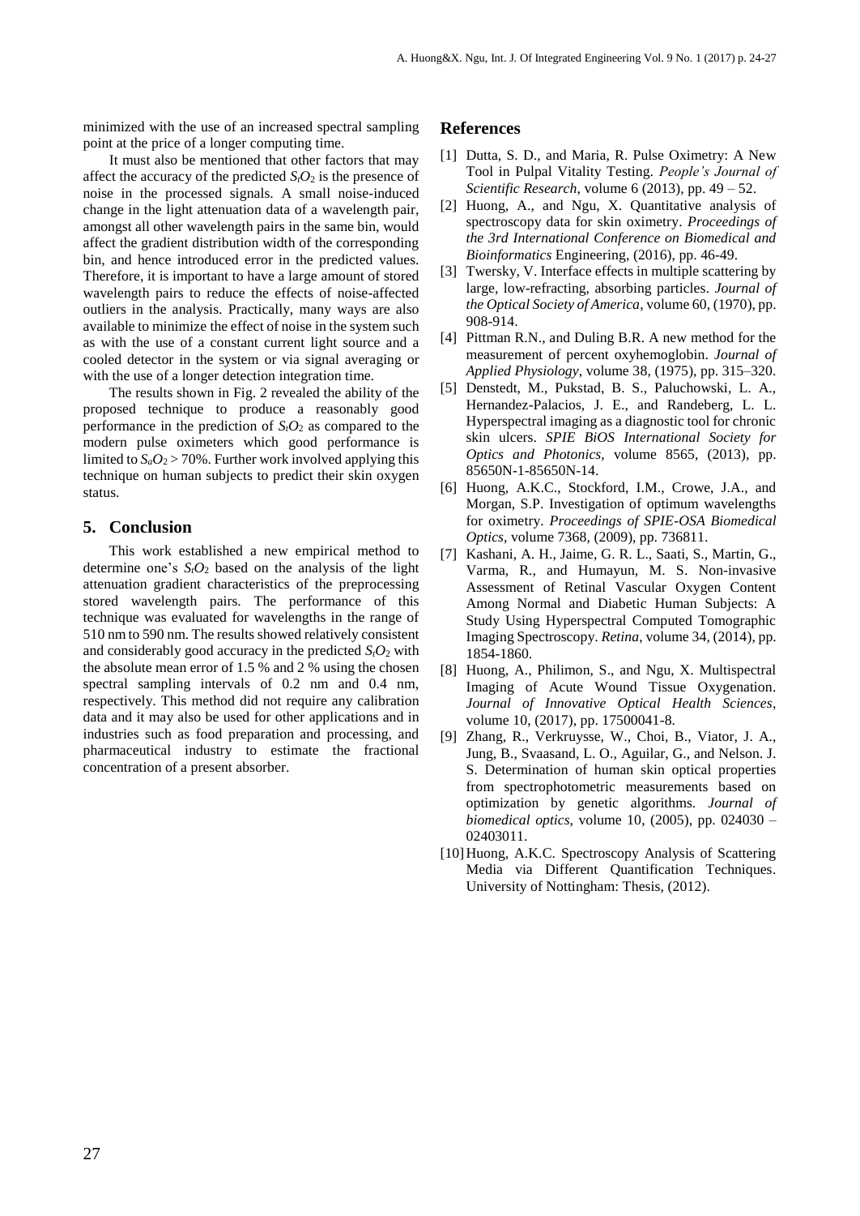minimized with the use of an increased spectral sampling point at the price of a longer computing time.

It must also be mentioned that other factors that may affect the accuracy of the predicted $S_tO_2$ is the presence of noise in the processed signals. A small noise-induced change in the light attenuation data of a wavelength pair, amongst all other wavelength pairs in the same bin, would affect the gradient distribution width of the corresponding bin, and hence introduced error in the predicted values. Therefore, it is important to have a large amount of stored wavelength pairs to reduce the effects of noise-affected outliers in the analysis. Practically, many ways are also available to minimize the effect of noise in the system such as with the use of a constant current light source and a cooled detector in the system or via signal averaging or with the use of a longer detection integration time.

The results shown in Fig. 2 revealed the ability of the proposed technique to produce a reasonably good performance in the prediction of $S_tO_2$ as compared to the modern pulse oximeters which good performance is limited to $S_aO_2 > 70\%$. Further work involved applying this technique on human subjects to predict their skin oxygen status.

## 5. Conclusion

This work established a new empirical method to determine one's $S_tO_2$ based on the analysis of the light attenuation gradient characteristics of the preprocessing stored wavelength pairs. The performance of this technique was evaluated for wavelengths in the range of 510 nm to 590 nm. The results showed relatively consistent and considerably good accuracy in the predicted $S_tO_2$ with the absolute mean error of 1.5 % and 2 % using the chosen spectral sampling intervals of 0.2 nm and 0.4 nm, respectively. This method did not require any calibration data and it may also be used for other applications and in industries such as food preparation and processing, and pharmaceutical industry to estimate the fractional concentration of a present absorber.

## References

[1] Dutta, S. D., and Maria, R. Pulse Oximetry: A New Tool in Pulpal Vitality Testing. *People's Journal of Scientific Research*, volume 6 (2013), pp. 49 – 52.

[2] Huong, A., and Ngu, X. Quantitative analysis of spectroscopy data for skin oximetry. *Proceedings of the 3rd International Conference on Biomedical and Bioinformatics* Engineering, (2016), pp. 46-49.

[3] Twersky, V. Interface effects in multiple scattering by large, low-refracting, absorbing particles. *Journal of the Optical Society of America*, volume 60, (1970), pp. 908-914.

[4] Pittman R.N., and Duling B.R. A new method for the measurement of percent oxyhemoglobin. *Journal of Applied Physiology*, volume 38, (1975), pp. 315–320.

[5] Denstedt, M., Pukstad, B. S., Paluchowski, L. A., Hernandez-Palacios, J. E., and Randeberg, L. L. Hyperspectral imaging as a diagnostic tool for chronic skin ulcers. *SPIE BiOS International Society for Optics and Photonics*, volume 8565, (2013), pp. 85650N-1-85650N-14.

[6] Huong, A.K.C., Stockford, I.M., Crowe, J.A., and Morgan, S.P. Investigation of optimum wavelengths for oximetry. *Proceedings of SPIE-OSA Biomedical Optics*, volume 7368, (2009), pp. 736811.

[7] Kashani, A. H., Jaime, G. R. L., Saati, S., Martin, G., Varma, R., and Humayun, M. S. Non-invasive Assessment of Retinal Vascular Oxygen Content Among Normal and Diabetic Human Subjects: A Study Using Hyperspectral Computed Tomographic Imaging Spectroscopy. *Retina*, volume 34, (2014), pp. 1854-1860.

[8] Huong, A., Philimon, S., and Ngu, X. Multispectral Imaging of Acute Wound Tissue Oxygenation. *Journal of Innovative Optical Health Sciences*, volume 10, (2017), pp. 17500041-8.

[9] Zhang, R., Verkruysse, W., Choi, B., Viator, J. A., Jung, B., Svaasand, L. O., Aguilar, G., and Nelson. J. S. Determination of human skin optical properties from spectrophotometric measurements based on optimization by genetic algorithms. *Journal of biomedical optics*, volume 10, (2005), pp. 024030 – 02403011.

[10] Huong, A.K.C. Spectroscopy Analysis of Scattering Media via Different Quantification Techniques. University of Nottingham: Thesis, (2012).